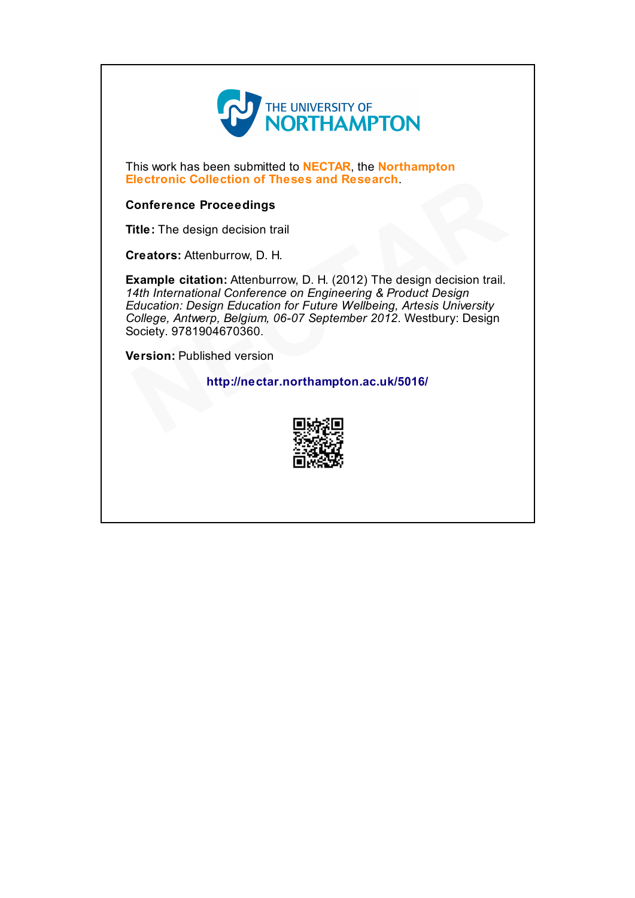THE UNIVERSITY OF NORTHAMPTON

This work has been submitted to **NECTAR**, the **Northampton Electronic Collection of Theses and Research**.

**Conference Proceedings**

**Title:** The design decision trail

**Creators:** Attenburrow, D. H.

**Example citation:** Attenburrow, D. H. (2012) The design decision trail. *14th International Conference on Engineering & Product Design Education: Design Education for Future Wellbeing, Artesis University College, Antwerp, Belgium, 06-07 September 2012*. Westbury: Design Society. 9781904670360.

**Version:** Published version

**http://nectar.northampton.ac.uk/5016/**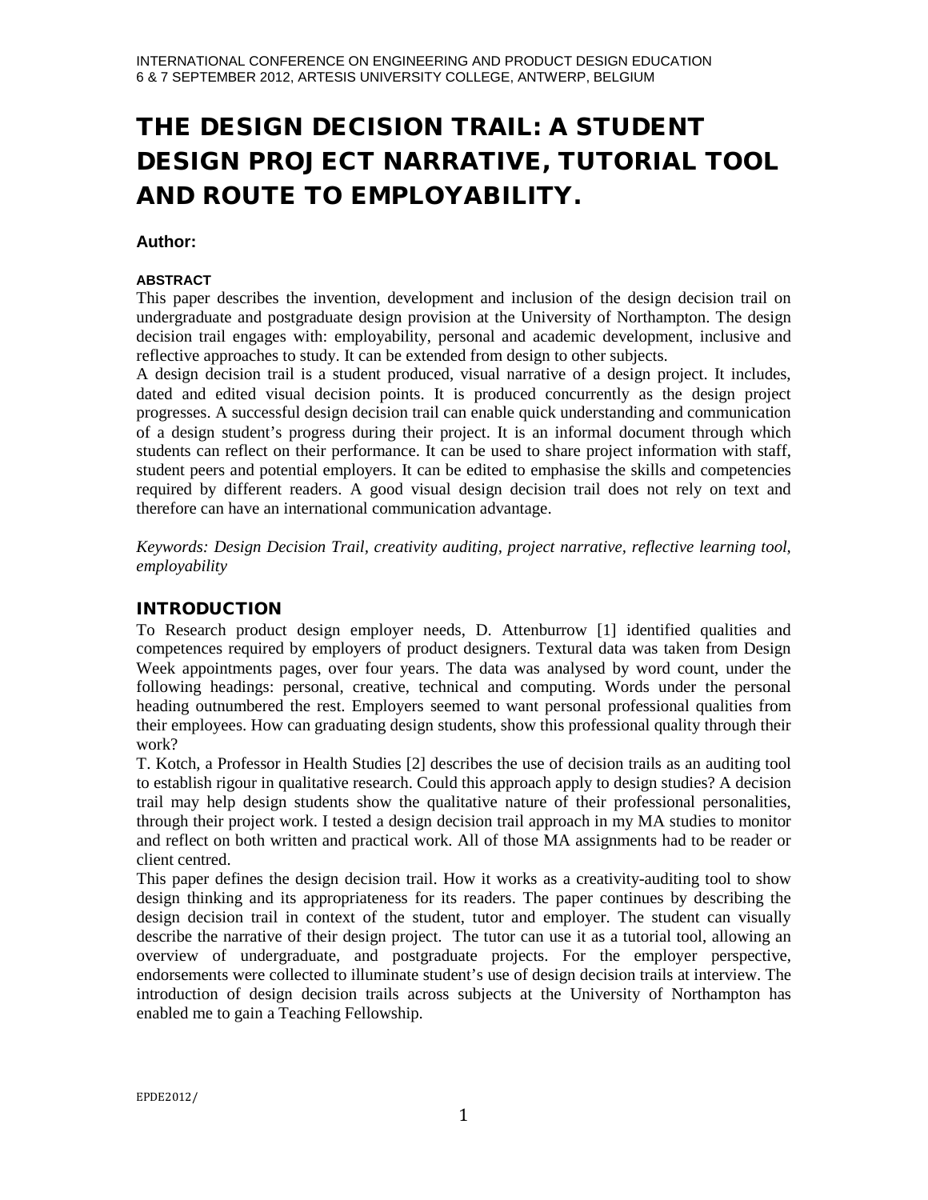# THE DESIGN DECISION TRAIL: A STUDENT DESIGN PROJECT NARRATIVE, TUTORIAL TOOL AND ROUTE TO EMPLOYABILITY.

**Author:**

**ABSTRACT**

This paper describes the invention, development and inclusion of the design decision trail on undergraduate and postgraduate design provision at the University of Northampton. The design decision trail engages with: employability, personal and academic development, inclusive and reflective approaches to study. It can be extended from design to other subjects.

A design decision trail is a student produced, visual narrative of a design project. It includes, dated and edited visual decision points. It is produced concurrently as the design project progresses. A successful design decision trail can enable quick understanding and communication of a design student's progress during their project. It is an informal document through which students can reflect on their performance. It can be used to share project information with staff, student peers and potential employers. It can be edited to emphasise the skills and competencies required by different readers. A good visual design decision trail does not rely on text and therefore can have an international communication advantage.

*Keywords: Design Decision Trail, creativity auditing, project narrative, reflective learning tool, employability*

## INTRODUCTION

To Research product design employer needs, D. Attenburrow [1] identified qualities and competences required by employers of product designers. Textural data was taken from Design Week appointments pages, over four years. The data was analysed by word count, under the following headings: personal, creative, technical and computing. Words under the personal heading outnumbered the rest. Employers seemed to want personal professional qualities from their employees. How can graduating design students, show this professional quality through their work?

T. Kotch, a Professor in Health Studies [2] describes the use of decision trails as an auditing tool to establish rigour in qualitative research. Could this approach apply to design studies? A decision trail may help design students show the qualitative nature of their professional personalities, through their project work. I tested a design decision trail approach in my MA studies to monitor and reflect on both written and practical work. All of those MA assignments had to be reader or client centred.

This paper defines the design decision trail. How it works as a creativity-auditing tool to show design thinking and its appropriateness for its readers. The paper continues by describing the design decision trail in context of the student, tutor and employer. The student can visually describe the narrative of their design project. The tutor can use it as a tutorial tool, allowing an overview of undergraduate, and postgraduate projects. For the employer perspective, endorsements were collected to illuminate student's use of design decision trails at interview. The introduction of design decision trails across subjects at the University of Northampton has enabled me to gain a Teaching Fellowship.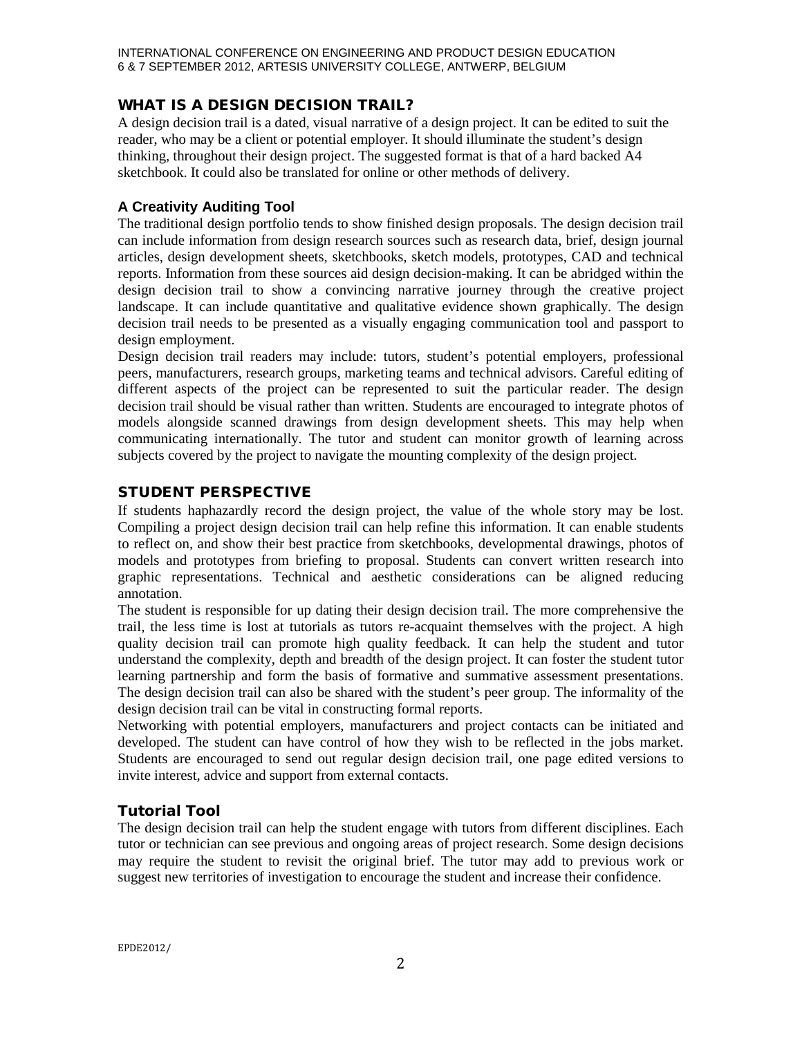## WHAT IS A DESIGN DECISION TRAIL?

A design decision trail is a dated, visual narrative of a design project. It can be edited to suit the reader, who may be a client or potential employer. It should illuminate the student's design thinking, throughout their design project. The suggested format is that of a hard backed A4 sketchbook. It could also be translated for online or other methods of delivery.

### A Creativity Auditing Tool

The traditional design portfolio tends to show finished design proposals. The design decision trail can include information from design research sources such as research data, brief, design journal articles, design development sheets, sketchbooks, sketch models, prototypes, CAD and technical reports. Information from these sources aid design decision-making. It can be abridged within the design decision trail to show a convincing narrative journey through the creative project landscape. It can include quantitative and qualitative evidence shown graphically. The design decision trail needs to be presented as a visually engaging communication tool and passport to design employment.

Design decision trail readers may include: tutors, student's potential employers, professional peers, manufacturers, research groups, marketing teams and technical advisors. Careful editing of different aspects of the project can be represented to suit the particular reader. The design decision trail should be visual rather than written. Students are encouraged to integrate photos of models alongside scanned drawings from design development sheets. This may help when communicating internationally. The tutor and student can monitor growth of learning across subjects covered by the project to navigate the mounting complexity of the design project.

## STUDENT PERSPECTIVE

If students haphazardly record the design project, the value of the whole story may be lost. Compiling a project design decision trail can help refine this information. It can enable students to reflect on, and show their best practice from sketchbooks, developmental drawings, photos of models and prototypes from briefing to proposal. Students can convert written research into graphic representations. Technical and aesthetic considerations can be aligned reducing annotation.

The student is responsible for up dating their design decision trail. The more comprehensive the trail, the less time is lost at tutorials as tutors re-acquaint themselves with the project. A high quality decision trail can promote high quality feedback. It can help the student and tutor understand the complexity, depth and breadth of the design project. It can foster the student tutor learning partnership and form the basis of formative and summative assessment presentations. The design decision trail can also be shared with the student's peer group. The informality of the design decision trail can be vital in constructing formal reports.

Networking with potential employers, manufacturers and project contacts can be initiated and developed. The student can have control of how they wish to be reflected in the jobs market. Students are encouraged to send out regular design decision trail, one page edited versions to invite interest, advice and support from external contacts.

### Tutorial Tool

The design decision trail can help the student engage with tutors from different disciplines. Each tutor or technician can see previous and ongoing areas of project research. Some design decisions may require the student to revisit the original brief. The tutor may add to previous work or suggest new territories of investigation to encourage the student and increase their confidence.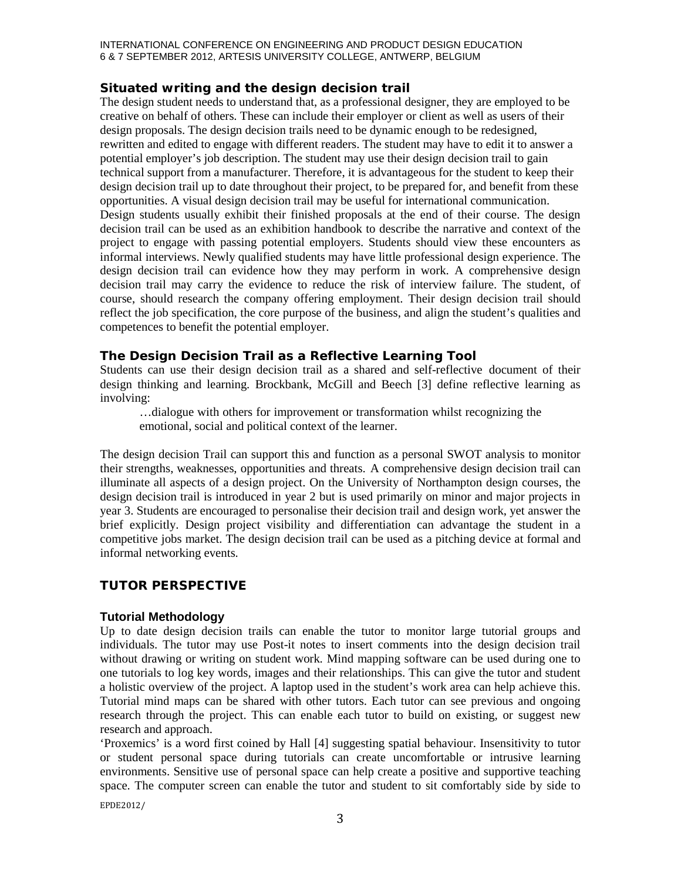### Situated writing and the design decision trail

The design student needs to understand that, as a professional designer, they are employed to be creative on behalf of others. These can include their employer or client as well as users of their design proposals. The design decision trails need to be dynamic enough to be redesigned, rewritten and edited to engage with different readers. The student may have to edit it to answer a potential employer's job description. The student may use their design decision trail to gain technical support from a manufacturer. Therefore, it is advantageous for the student to keep their design decision trail up to date throughout their project, to be prepared for, and benefit from these opportunities. A visual design decision trail may be useful for international communication.

Design students usually exhibit their finished proposals at the end of their course. The design decision trail can be used as an exhibition handbook to describe the narrative and context of the project to engage with passing potential employers. Students should view these encounters as informal interviews. Newly qualified students may have little professional design experience. The design decision trail can evidence how they may perform in work. A comprehensive design decision trail may carry the evidence to reduce the risk of interview failure. The student, of course, should research the company offering employment. Their design decision trail should reflect the job specification, the core purpose of the business, and align the student's qualities and competences to benefit the potential employer.

### The Design Decision Trail as a Reflective Learning Tool

Students can use their design decision trail as a shared and self-reflective document of their design thinking and learning. Brockbank, McGill and Beech [3] define reflective learning as involving:

> …dialogue with others for improvement or transformation whilst recognizing the emotional, social and political context of the learner.

The design decision Trail can support this and function as a personal SWOT analysis to monitor their strengths, weaknesses, opportunities and threats. A comprehensive design decision trail can illuminate all aspects of a design project. On the University of Northampton design courses, the design decision trail is introduced in year 2 but is used primarily on minor and major projects in year 3. Students are encouraged to personalise their decision trail and design work, yet answer the brief explicitly. Design project visibility and differentiation can advantage the student in a competitive jobs market. The design decision trail can be used as a pitching device at formal and informal networking events.

## TUTOR PERSPECTIVE

### Tutorial Methodology

Up to date design decision trails can enable the tutor to monitor large tutorial groups and individuals. The tutor may use Post-it notes to insert comments into the design decision trail without drawing or writing on student work. Mind mapping software can be used during one to one tutorials to log key words, images and their relationships. This can give the tutor and student a holistic overview of the project. A laptop used in the student's work area can help achieve this. Tutorial mind maps can be shared with other tutors. Each tutor can see previous and ongoing research through the project. This can enable each tutor to build on existing, or suggest new research and approach.

'Proxemics' is a word first coined by Hall [4] suggesting spatial behaviour. Insensitivity to tutor or student personal space during tutorials can create uncomfortable or intrusive learning environments. Sensitive use of personal space can help create a positive and supportive teaching space. The computer screen can enable the tutor and student to sit comfortably side by side to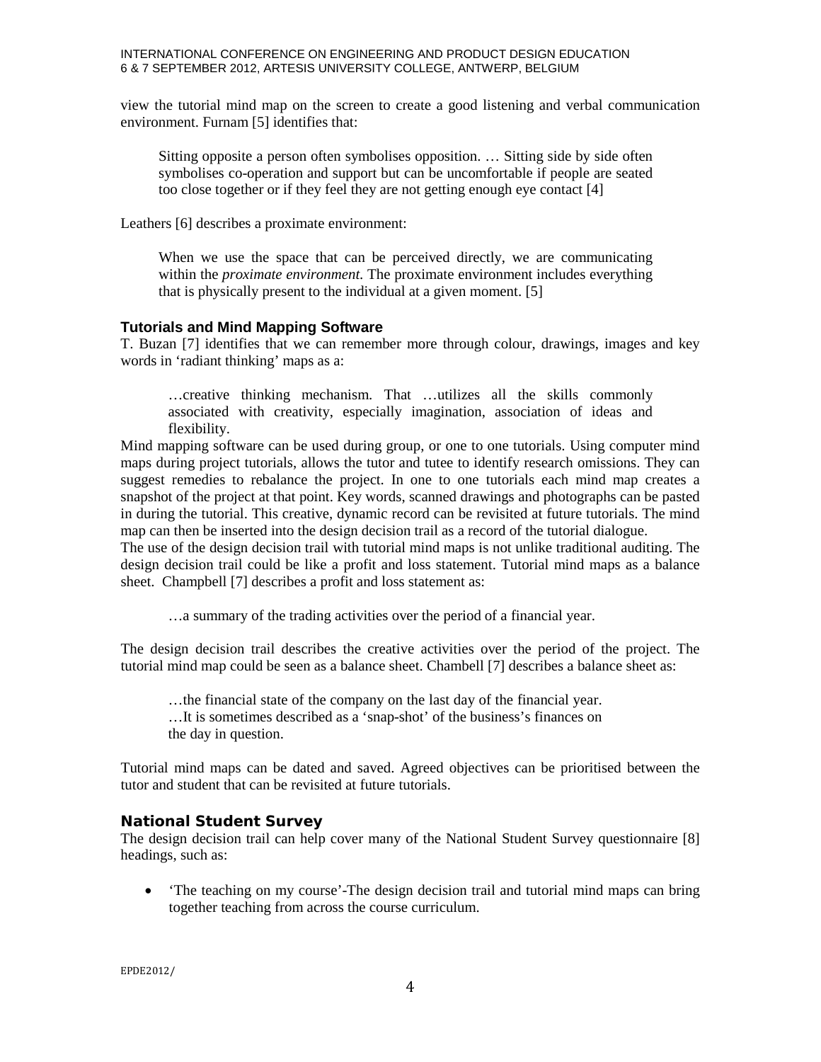view the tutorial mind map on the screen to create a good listening and verbal communication environment. Furnam [5] identifies that:

> Sitting opposite a person often symbolises opposition. … Sitting side by side often symbolises co-operation and support but can be uncomfortable if people are seated too close together or if they feel they are not getting enough eye contact [4]

Leathers [6] describes a proximate environment:

> When we use the space that can be perceived directly, we are communicating within the *proximate environment.* The proximate environment includes everything that is physically present to the individual at a given moment. [5]

### Tutorials and Mind Mapping Software

T. Buzan [7] identifies that we can remember more through colour, drawings, images and key words in 'radiant thinking' maps as a:

> …creative thinking mechanism. That …utilizes all the skills commonly associated with creativity, especially imagination, association of ideas and flexibility.

Mind mapping software can be used during group, or one to one tutorials. Using computer mind maps during project tutorials, allows the tutor and tutee to identify research omissions. They can suggest remedies to rebalance the project. In one to one tutorials each mind map creates a snapshot of the project at that point. Key words, scanned drawings and photographs can be pasted in during the tutorial. This creative, dynamic record can be revisited at future tutorials. The mind map can then be inserted into the design decision trail as a record of the tutorial dialogue.

The use of the design decision trail with tutorial mind maps is not unlike traditional auditing. The design decision trail could be like a profit and loss statement. Tutorial mind maps as a balance sheet. Champbell [7] describes a profit and loss statement as:

> …a summary of the trading activities over the period of a financial year.

The design decision trail describes the creative activities over the period of the project. The tutorial mind map could be seen as a balance sheet. Chambell [7] describes a balance sheet as:

> …the financial state of the company on the last day of the financial year.
> …It is sometimes described as a 'snap-shot' of the business's finances on the day in question.

Tutorial mind maps can be dated and saved. Agreed objectives can be prioritised between the tutor and student that can be revisited at future tutorials.

### National Student Survey

The design decision trail can help cover many of the National Student Survey questionnaire [8] headings, such as:

- 'The teaching on my course'-The design decision trail and tutorial mind maps can bring together teaching from across the course curriculum.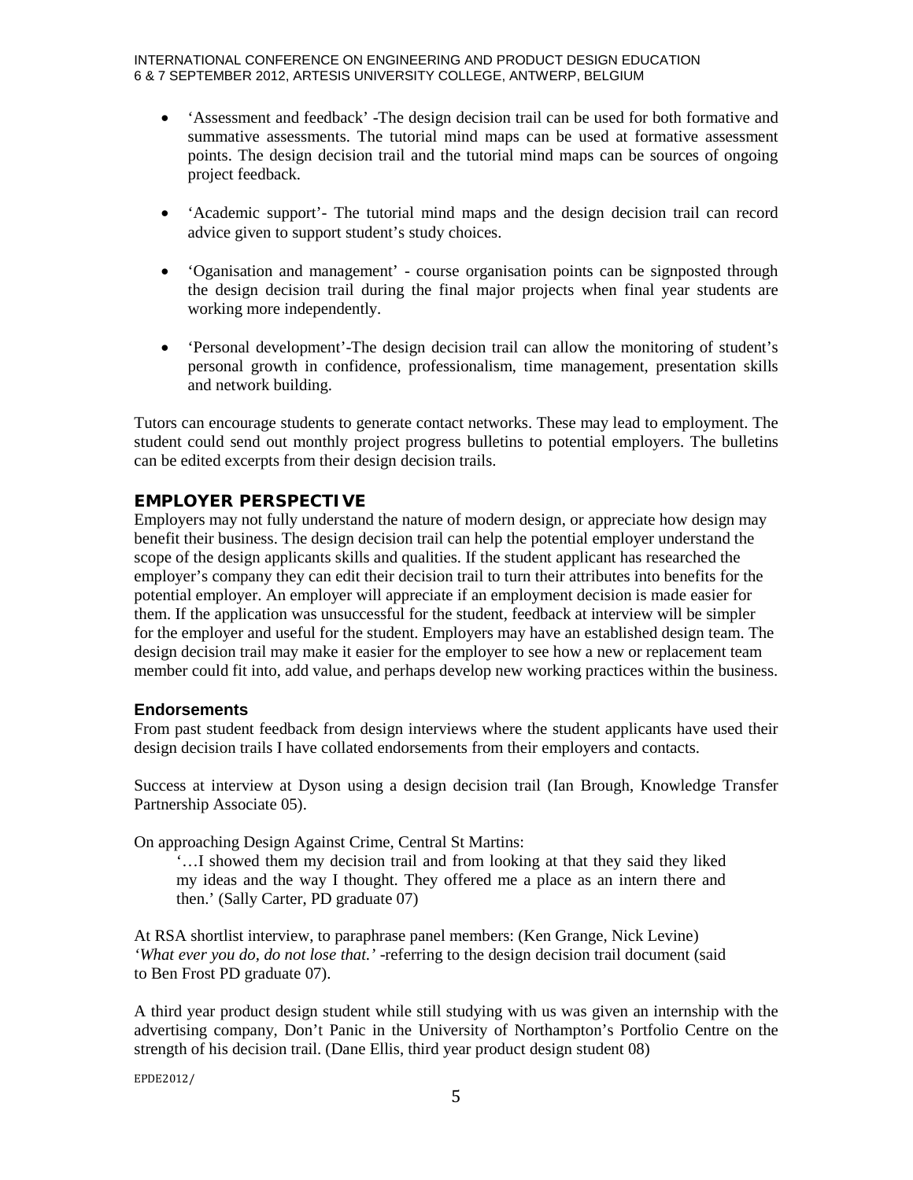- 'Assessment and feedback' -The design decision trail can be used for both formative and summative assessments. The tutorial mind maps can be used at formative assessment points. The design decision trail and the tutorial mind maps can be sources of ongoing project feedback.

- 'Academic support'- The tutorial mind maps and the design decision trail can record advice given to support student's study choices.

- 'Organisation and management' - course organisation points can be signposted through the design decision trail during the final major projects when final year students are working more independently.

- 'Personal development'-The design decision trail can allow the monitoring of student's personal growth in confidence, professionalism, time management, presentation skills and network building.

Tutors can encourage students to generate contact networks. These may lead to employment. The student could send out monthly project progress bulletins to potential employers. The bulletins can be edited excerpts from their design decision trails.

## EMPLOYER PERSPECTIVE

Employers may not fully understand the nature of modern design, or appreciate how design may benefit their business. The design decision trail can help the potential employer understand the scope of the design applicants skills and qualities. If the student applicant has researched the employer's company they can edit their decision trail to turn their attributes into benefits for the potential employer. An employer will appreciate if an employment decision is made easier for them. If the application was unsuccessful for the student, feedback at interview will be simpler for the employer and useful for the student. Employers may have an established design team. The design decision trail may make it easier for the employer to see how a new or replacement team member could fit into, add value, and perhaps develop new working practices within the business.

### Endorsements

From past student feedback from design interviews where the student applicants have used their design decision trails I have collated endorsements from their employers and contacts.

Success at interview at Dyson using a design decision trail (Ian Brough, Knowledge Transfer Partnership Associate 05).

On approaching Design Against Crime, Central St Martins:

> '…I showed them my decision trail and from looking at that they said they liked my ideas and the way I thought. They offered me a place as an intern there and then.' (Sally Carter, PD graduate 07)

At RSA shortlist interview, to paraphrase panel members: (Ken Grange, Nick Levine) *'What ever you do, do not lose that.'* -referring to the design decision trail document (said to Ben Frost PD graduate 07).

A third year product design student while still studying with us was given an internship with the advertising company, Don't Panic in the University of Northampton's Portfolio Centre on the strength of his decision trail. (Dane Ellis, third year product design student 08)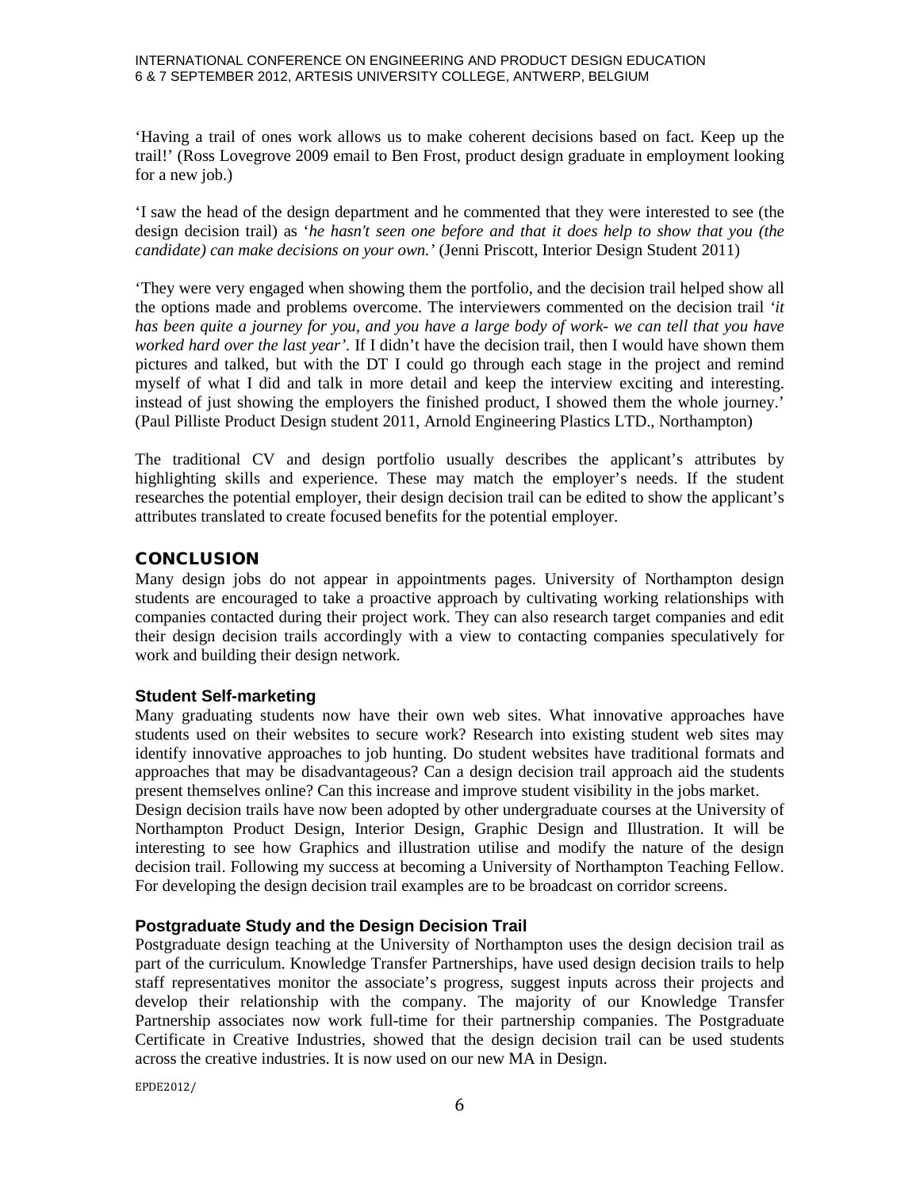'Having a trail of ones work allows us to make coherent decisions based on fact. Keep up the trail!' (Ross Lovegrove 2009 email to Ben Frost, product design graduate in employment looking for a new job.)

'I saw the head of the design department and he commented that they were interested to see (the design decision trail) as '*he hasn't seen one before and that it does help to show that you (the candidate) can make decisions on your own.'* (Jenni Priscott, Interior Design Student 2011)

'They were very engaged when showing them the portfolio, and the decision trail helped show all the options made and problems overcome. The interviewers commented on the decision trail *'it has been quite a journey for you, and you have a large body of work- we can tell that you have worked hard over the last year'.* If I didn't have the decision trail, then I would have shown them pictures and talked, but with the DT I could go through each stage in the project and remind myself of what I did and talk in more detail and keep the interview exciting and interesting. instead of just showing the employers the finished product, I showed them the whole journey.' (Paul Pilliste Product Design student 2011, Arnold Engineering Plastics LTD., Northampton)

The traditional CV and design portfolio usually describes the applicant's attributes by highlighting skills and experience. These may match the employer's needs. If the student researches the potential employer, their design decision trail can be edited to show the applicant's attributes translated to create focused benefits for the potential employer.

## CONCLUSION

Many design jobs do not appear in appointments pages. University of Northampton design students are encouraged to take a proactive approach by cultivating working relationships with companies contacted during their project work. They can also research target companies and edit their design decision trails accordingly with a view to contacting companies speculatively for work and building their design network.

### Student Self-marketing

Many graduating students now have their own web sites. What innovative approaches have students used on their websites to secure work? Research into existing student web sites may identify innovative approaches to job hunting. Do student websites have traditional formats and approaches that may be disadvantageous? Can a design decision trail approach aid the students present themselves online? Can this increase and improve student visibility in the jobs market.
Design decision trails have now been adopted by other undergraduate courses at the University of Northampton Product Design, Interior Design, Graphic Design and Illustration. It will be interesting to see how Graphics and illustration utilise and modify the nature of the design decision trail. Following my success at becoming a University of Northampton Teaching Fellow. For developing the design decision trail examples are to be broadcast on corridor screens.

### Postgraduate Study and the Design Decision Trail

Postgraduate design teaching at the University of Northampton uses the design decision trail as part of the curriculum. Knowledge Transfer Partnerships, have used design decision trails to help staff representatives monitor the associate's progress, suggest inputs across their projects and develop their relationship with the company. The majority of our Knowledge Transfer Partnership associates now work full-time for their partnership companies. The Postgraduate Certificate in Creative Industries, showed that the design decision trail can be used students across the creative industries. It is now used on our new MA in Design.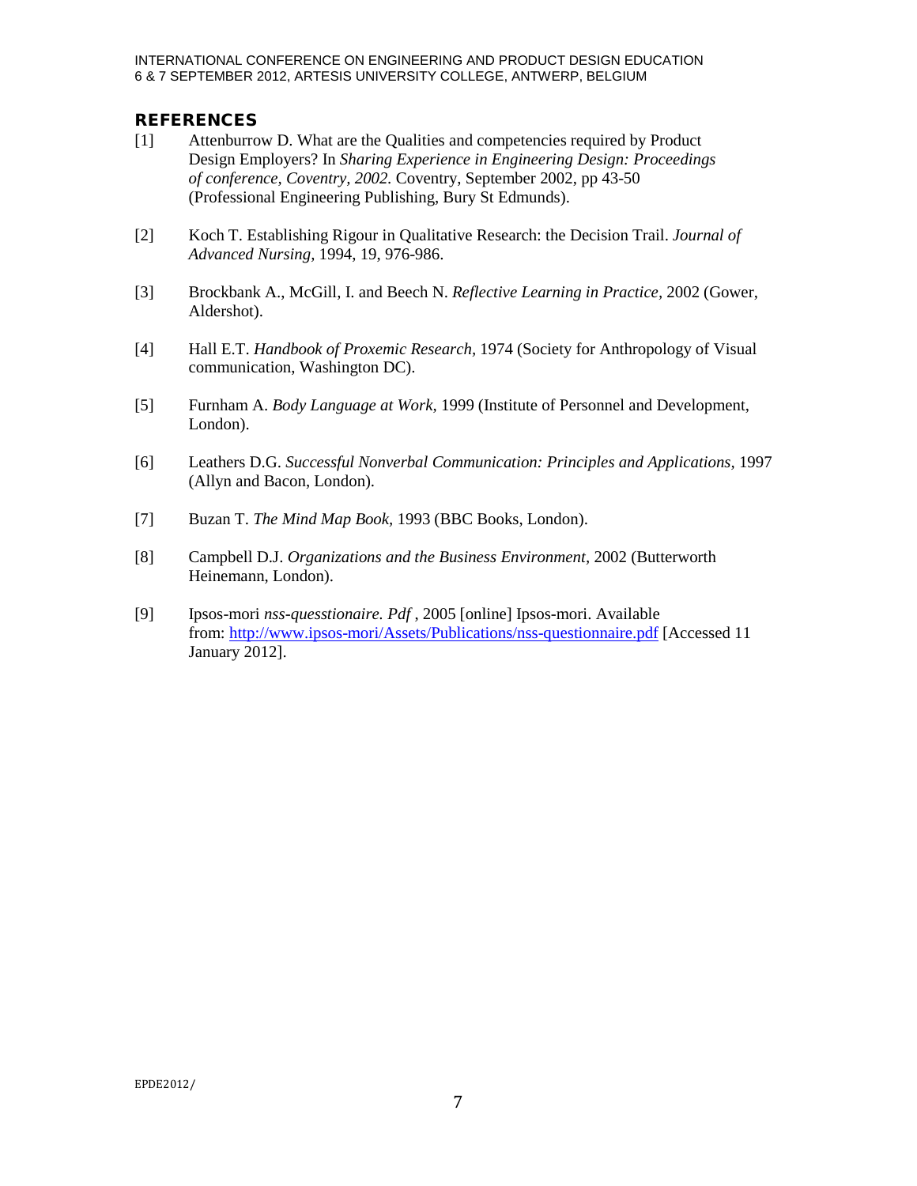## REFERENCES

[1] Attenburrow D. What are the Qualities and competencies required by Product Design Employers? In *Sharing Experience in Engineering Design: Proceedings of conference, Coventry, 2002*. Coventry, September 2002, pp 43-50 (Professional Engineering Publishing, Bury St Edmunds).

[2] Koch T. Establishing Rigour in Qualitative Research: the Decision Trail. *Journal of Advanced Nursing,* 1994, 19, 976-986.

[3] Brockbank A., McGill, I. and Beech N. *Reflective Learning in Practice*, 2002 (Gower, Aldershot).

[4] Hall E.T. *Handbook of Proxemic Research*, 1974 (Society for Anthropology of Visual communication, Washington DC).

[5] Furnham A. *Body Language at Work,* 1999 (Institute of Personnel and Development, London).

[6] Leathers D.G. *Successful Nonverbal Communication: Principles and Applications,* 1997 (Allyn and Bacon, London).

[7] Buzan T. *The Mind Map Book*, 1993 (BBC Books, London).

[8] Campbell D.J. *Organizations and the Business Environment*, 2002 (Butterworth Heinemann, London).

[9] Ipsos-mori *nss-quesstionaire. Pdf* , 2005 [online] Ipsos-mori. Available from: http://www.ipsos-mori/Assets/Publications/nss-questionnaire.pdf [Accessed 11 January 2012].